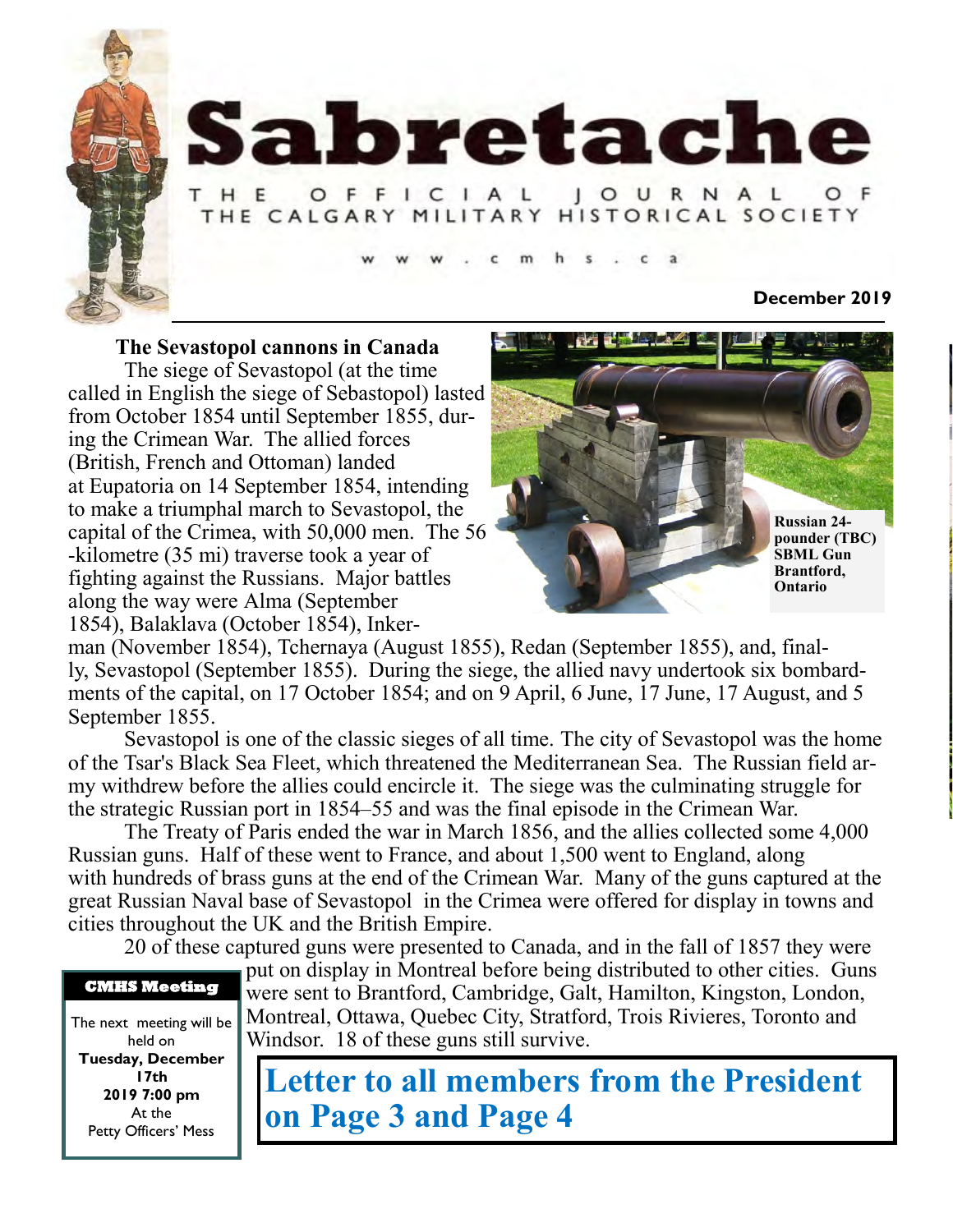# Sabretache

THE OFFICIAL JOURNAL OF THE CALGARY MILITARY HISTORICAL SOCIETY

www.cmhs.ca

**December 2019**

## The Sevastopol cannons in Canada

The siege of Sevastopol (at the time called in English the siege of Sebastopol) lasted from October 1854 until September 1855, during the Crimean War. The allied forces (British, French and Ottoman) landed at Eupatoria on 14 September 1854, intending to make a triumphal march to Sevastopol, the capital of the Crimea, with 50,000 men. The 56-kilometre (35 mi) traverse took a year of fighting against the Russians. Major battles along the way were Alma (September 1854), Balaklava (October 1854), Inkerman (November 1854), Tchernaya (August 1855), Redan (September 1855), and, finally, Sevastopol (September 1855). During the siege, the allied navy undertook six bombardments of the capital, on 17 October 1854; and on 9 April, 6 June, 17 June, 17 August, and 5 September 1855.

**Russian 24-pounder (TBC) SBML Gun Brantford, Ontario**

Sevastopol is one of the classic sieges of all time. The city of Sevastopol was the home of the Tsar's Black Sea Fleet, which threatened the Mediterranean Sea. The Russian field army withdrew before the allies could encircle it. The siege was the culminating struggle for the strategic Russian port in 1854–55 and was the final episode in the Crimean War.

The Treaty of Paris ended the war in March 1856, and the allies collected some 4,000 Russian guns. Half of these went to France, and about 1,500 went to England, along with hundreds of brass guns at the end of the Crimean War. Many of the guns captured at the great Russian Naval base of Sevastopol in the Crimea were offered for display in towns and cities throughout the UK and the British Empire.

20 of these captured guns were presented to Canada, and in the fall of 1857 they were put on display in Montreal before being distributed to other cities. Guns were sent to Brantford, Cambridge, Galt, Hamilton, Kingston, London, Montreal, Ottawa, Quebec City, Stratford, Trois Rivieres, Toronto and Windsor. 18 of these guns still survive.

**CMHS Meeting**

The next meeting will be held on **Tuesday, December 17th 2019 7:00 pm** At the Petty Officers' Mess

## Letter to all members from the President on Page 3 and Page 4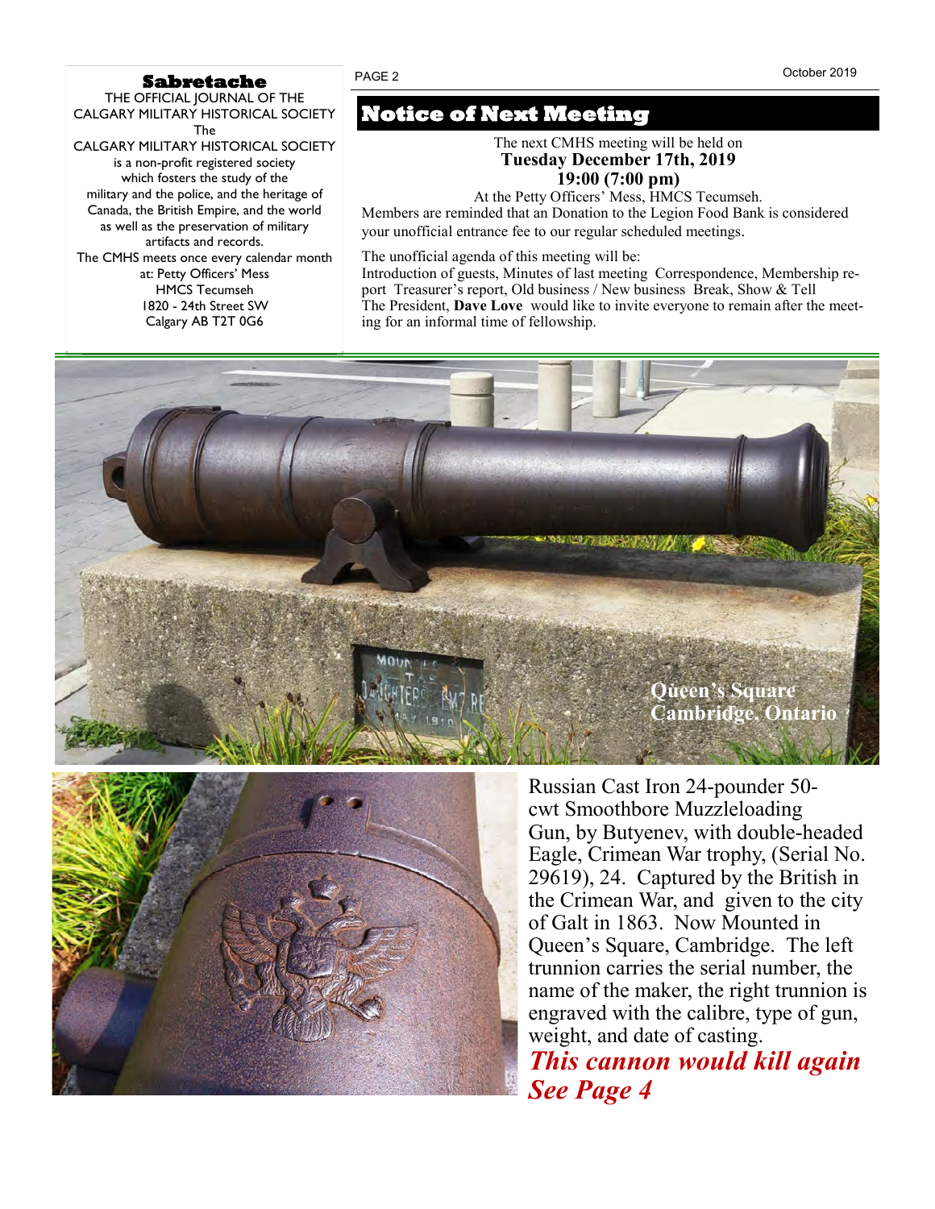**Sabretache**

THE OFFICIAL JOURNAL OF THE CALGARY MILITARY HISTORICAL SOCIETY

The CALGARY MILITARY HISTORICAL SOCIETY is a non-profit registered society which fosters the study of the military and the police, and the heritage of Canada, the British Empire, and the world as well as the preservation of military artifacts and records.

The CMHS meets once every calendar month at: Petty Officers' Mess HMCS Tecumseh 1820 - 24th Street SW Calgary AB T2T 0G6

## Notice of Next Meeting

The next CMHS meeting will be held on
**Tuesday December 17th, 2019**
**19:00 (7:00 pm)**
At the Petty Officers' Mess, HMCS Tecumseh.

Members are reminded that an Donation to the Legion Food Bank is considered your unofficial entrance fee to our regular scheduled meetings.

The unofficial agenda of this meeting will be:
Introduction of guests, Minutes of last meeting Correspondence, Membership report Treasurer's report, Old business / New business Break, Show & Tell
The President, **Dave Love** would like to invite everyone to remain after the meeting for an informal time of fellowship.

**Queen's Square Cambridge, Ontario**

Russian Cast Iron 24-pounder 50-cwt Smoothbore Muzzleloading Gun, by Butyenev, with double-headed Eagle, Crimean War trophy, (Serial No. 29619), 24. Captured by the British in the Crimean War, and given to the city of Galt in 1863. Now Mounted in Queen's Square, Cambridge. The left trunnion carries the serial number, the name of the maker, the right trunnion is engraved with the calibre, type of gun, weight, and date of casting.

***This cannon would kill again See Page 4***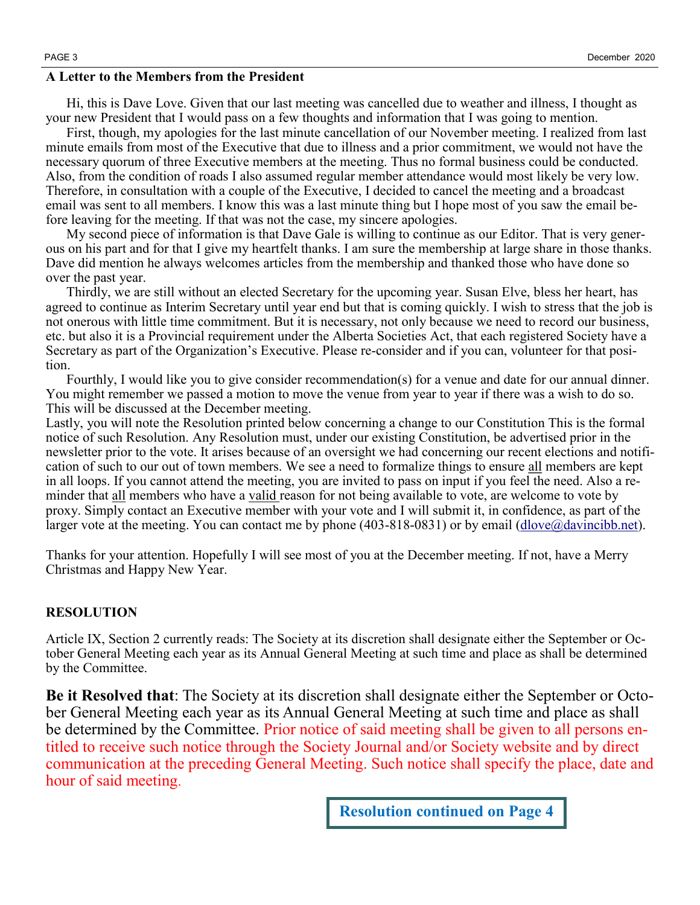**A Letter to the Members from the President**

Hi, this is Dave Love. Given that our last meeting was cancelled due to weather and illness, I thought as your new President that I would pass on a few thoughts and information that I was going to mention.

First, though, my apologies for the last minute cancellation of our November meeting. I realized from last minute emails from most of the Executive that due to illness and a prior commitment, we would not have the necessary quorum of three Executive members at the meeting. Thus no formal business could be conducted. Also, from the condition of roads I also assumed regular member attendance would most likely be very low. Therefore, in consultation with a couple of the Executive, I decided to cancel the meeting and a broadcast email was sent to all members. I know this was a last minute thing but I hope most of you saw the email before leaving for the meeting. If that was not the case, my sincere apologies.

My second piece of information is that Dave Gale is willing to continue as our Editor. That is very generous on his part and for that I give my heartfelt thanks. I am sure the membership at large share in those thanks. Dave did mention he always welcomes articles from the membership and thanked those who have done so over the past year.

Thirdly, we are still without an elected Secretary for the upcoming year. Susan Elve, bless her heart, has agreed to continue as Interim Secretary until year end but that is coming quickly. I wish to stress that the job is not onerous with little time commitment. But it is necessary, not only because we need to record our business, etc. but also it is a Provincial requirement under the Alberta Societies Act, that each registered Society have a Secretary as part of the Organization's Executive. Please re-consider and if you can, volunteer for that position.

Fourthly, I would like you to give consider recommendation(s) for a venue and date for our annual dinner. You might remember we passed a motion to move the venue from year to year if there was a wish to do so. This will be discussed at the December meeting.

Lastly, you will note the Resolution printed below concerning a change to our Constitution This is the formal notice of such Resolution. Any Resolution must, under our existing Constitution, be advertised prior in the newsletter prior to the vote. It arises because of an oversight we had concerning our recent elections and notification of such to our out of town members. We see a need to formalize things to ensure <u>all</u> members are kept in all loops. If you cannot attend the meeting, you are invited to pass on input if you feel the need. Also a reminder that <u>all</u> members who have a <u>valid</u> reason for not being available to vote, are welcome to vote by proxy. Simply contact an Executive member with your vote and I will submit it, in confidence, as part of the larger vote at the meeting. You can contact me by phone (403-818-0831) or by email (dlove@davincibb.net).

Thanks for your attention. Hopefully I will see most of you at the December meeting. If not, have a Merry Christmas and Happy New Year.

**RESOLUTION**

Article IX, Section 2 currently reads: The Society at its discretion shall designate either the September or October General Meeting each year as its Annual General Meeting at such time and place as shall be determined by the Committee.

**Be it Resolved that**: The Society at its discretion shall designate either the September or October General Meeting each year as its Annual General Meeting at such time and place as shall be determined by the Committee. Prior notice of said meeting shall be given to all persons entitled to receive such notice through the Society Journal and/or Society website and by direct communication at the preceding General Meeting. Such notice shall specify the place, date and hour of said meeting.

**Resolution continued on Page 4**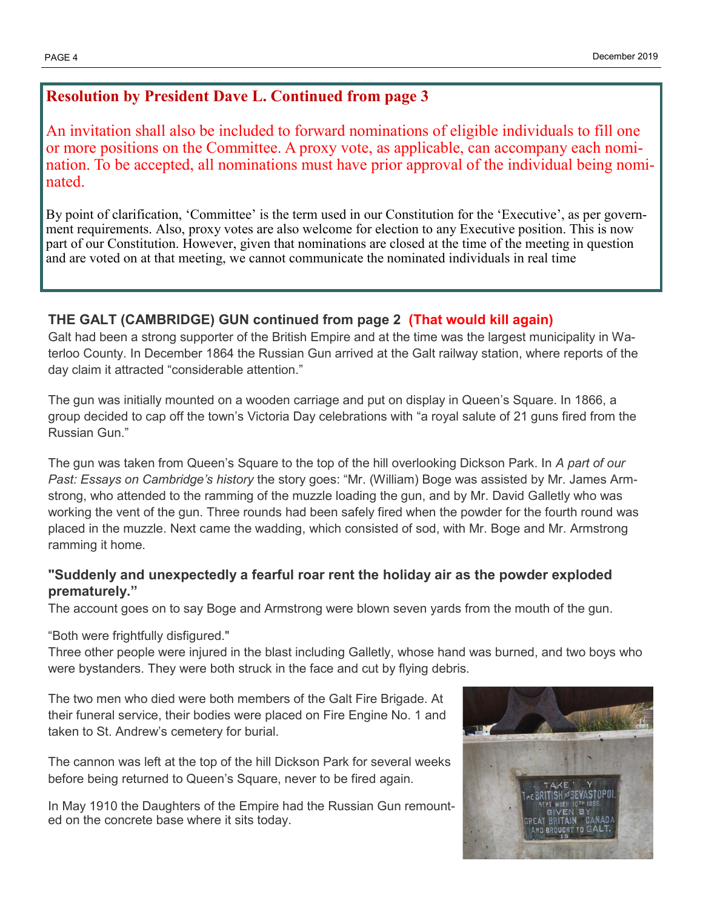## Resolution by President Dave L. Continued from page 3

An invitation shall also be included to forward nominations of eligible individuals to fill one or more positions on the Committee. A proxy vote, as applicable, can accompany each nomination. To be accepted, all nominations must have prior approval of the individual being nominated.

By point of clarification, 'Committee' is the term used in our Constitution for the 'Executive', as per government requirements. Also, proxy votes are also welcome for election to any Executive position. This is now part of our Constitution. However, given that nominations are closed at the time of the meeting in question and are voted on at that meeting, we cannot communicate the nominated individuals in real time

## THE GALT (CAMBRIDGE) GUN continued from page 2 (That would kill again)

Galt had been a strong supporter of the British Empire and at the time was the largest municipality in Waterloo County. In December 1864 the Russian Gun arrived at the Galt railway station, where reports of the day claim it attracted "considerable attention."

The gun was initially mounted on a wooden carriage and put on display in Queen's Square. In 1866, a group decided to cap off the town's Victoria Day celebrations with "a royal salute of 21 guns fired from the Russian Gun."

The gun was taken from Queen's Square to the top of the hill overlooking Dickson Park. In *A part of our Past: Essays on Cambridge's history* the story goes: "Mr. (William) Boge was assisted by Mr. James Armstrong, who attended to the ramming of the muzzle loading the gun, and by Mr. David Galletly who was working the vent of the gun. Three rounds had been safely fired when the powder for the fourth round was placed in the muzzle. Next came the wadding, which consisted of sod, with Mr. Boge and Mr. Armstrong ramming it home.

**"Suddenly and unexpectedly a fearful roar rent the holiday air as the powder exploded prematurely."**

The account goes on to say Boge and Armstrong were blown seven yards from the mouth of the gun.

"Both were frightfully disfigured."

Three other people were injured in the blast including Galletly, whose hand was burned, and two boys who were bystanders. They were both struck in the face and cut by flying debris.

The two men who died were both members of the Galt Fire Brigade. At their funeral service, their bodies were placed on Fire Engine No. 1 and taken to St. Andrew's cemetery for burial.

The cannon was left at the top of the hill Dickson Park for several weeks before being returned to Queen's Square, never to be fired again.

In May 1910 the Daughters of the Empire had the Russian Gun remounted on the concrete base where it sits today.